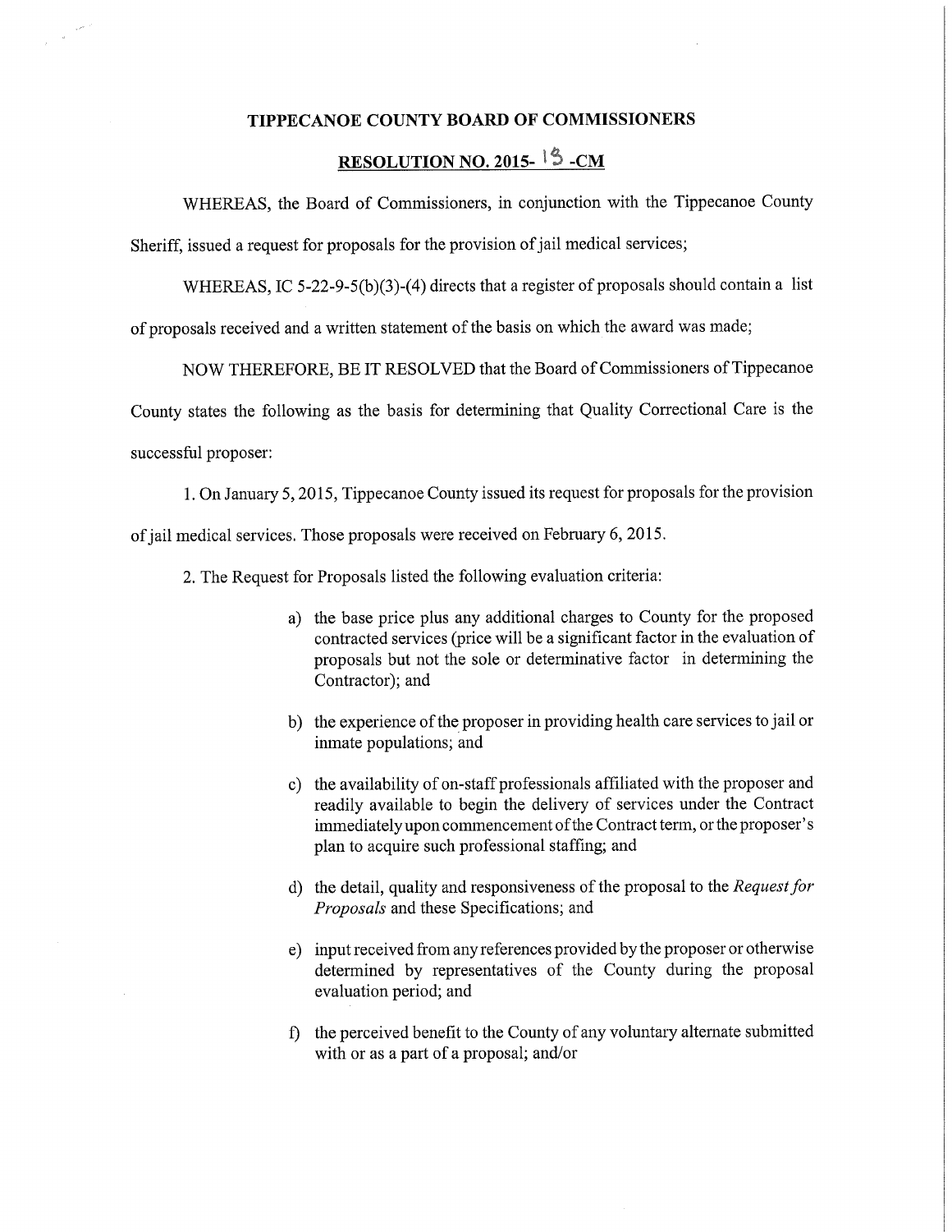# TIPPECANOE COUNTY BOARD OF COMMISSIONERS

## RESOLUTION NO. 2015- 15 -CM

WHEREAS, the Board of Commissioners, in conjunction with the Tippecanoe County Sheriff, issued a request for proposals for the provision of jail medical services;

WHEREAS, IC 5-22-9-5(b)(3)-(4) directs that a register of proposals should contain a list of proposals received and a written statement of the basis on which the award was made;

NOW THEREFORE, BE IT RESOLVED that the Board of Commissioners of Tippecanoe County states the following as the basis for determining that Quality Correctional Care is the successful proposer:

1. On January 5, 2015, Tippecanoe County issued its request for proposals for the provision of jail medical services. Those proposals were received on February 6, 2015.

2. The Request for Proposals listed the following evaluation criteria:

a) the base price plus any additional charges to County for the proposed contracted services (price will be a significant factor in the evaluation of proposals but not the sole or determinative factor in determining the Contractor); and

b) the experience of the proposer in providing health care services to jail or inmate populations; and

c) the availability of on-staff professionals affiliated with the proposer and readily available to begin the delivery of services under the Contract immediately upon commencement of the Contract term, or the proposer's plan to acquire such professional staffing; and

d) the detail, quality and responsiveness of the proposal to the *Request for Proposals* and these Specifications; and

e) input received from any references provided by the proposer or otherwise determined by representatives of the County during the proposal evaluation period; and

f) the perceived benefit to the County of any voluntary alternate submitted with or as a part of a proposal; and/or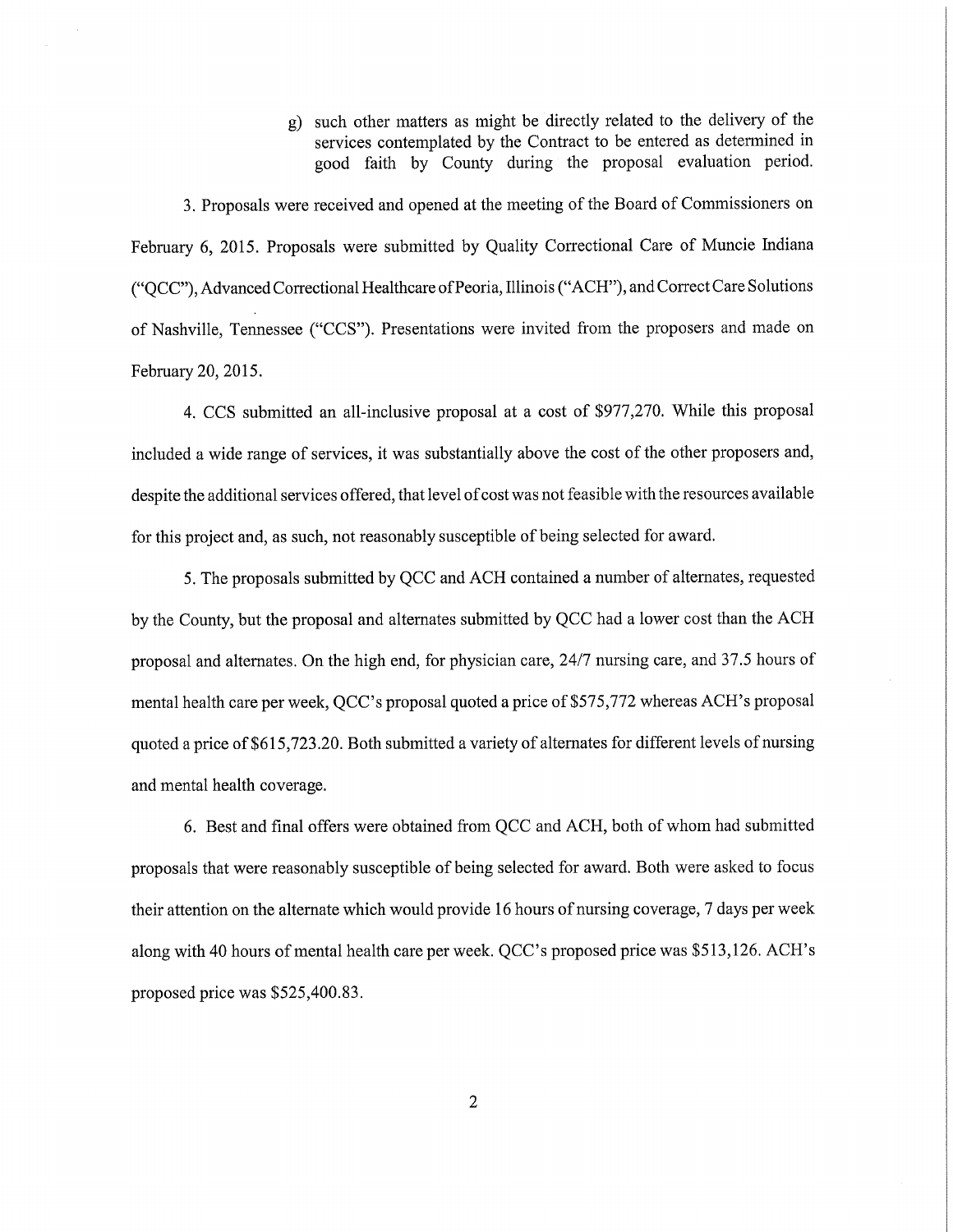g) such other matters as might be directly related to the delivery of the services contemplated by the Contract to be entered as determined in good faith by County during the proposal evaluation period.

3. Proposals were received and opened at the meeting of the Board of Commissioners on February 6, 2015. Proposals were submitted by Quality Correctional Care of Muncie Indiana ("QCC"), Advanced Correctional Healthcare of Peoria, Illinois ("ACH"), and Correct Care Solutions of Nashville, Tennessee ("CCS"). Presentations were invited from the proposers and made on February 20, 2015.

4. CCS submitted an all-inclusive proposal at a cost of $977,270. While this proposal included a wide range of services, it was substantially above the cost of the other proposers and, despite the additional services offered, that level of cost was not feasible with the resources available for this project and, as such, not reasonably susceptible of being selected for award.

5. The proposals submitted by QCC and ACH contained a number of alternates, requested by the County, but the proposal and alternates submitted by QCC had a lower cost than the ACH proposal and alternates. On the high end, for physician care, 24/7 nursing care, and 37.5 hours of mental health care per week, QCC's proposal quoted a price of $575,772 whereas ACH's proposal quoted a price of $615,723.20. Both submitted a variety of alternates for different levels of nursing and mental health coverage.

6. Best and final offers were obtained from QCC and ACH, both of whom had submitted proposals that were reasonably susceptible of being selected for award. Both were asked to focus their attention on the alternate which would provide 16 hours of nursing coverage, 7 days per week along with 40 hours of mental health care per week. QCC's proposed price was $513,126. ACH's proposed price was $525,400.83.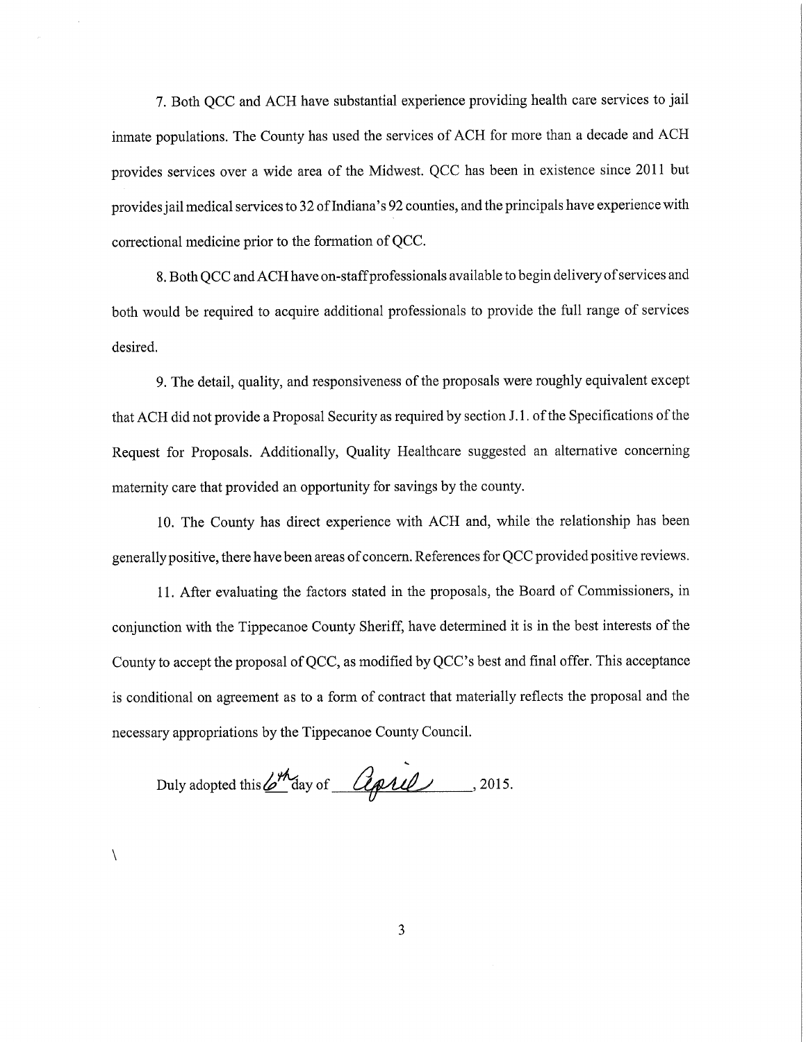7. Both QCC and ACH have substantial experience providing health care services to jail inmate populations. The County has used the services of ACH for more than a decade and ACH provides services over a wide area of the Midwest. QCC has been in existence since 2011 but provides jail medical services to 32 of Indiana's 92 counties, and the principals have experience with correctional medicine prior to the formation of QCC.

8. Both QCC and ACH have on-staff professionals available to begin delivery of services and both would be required to acquire additional professionals to provide the full range of services desired.

9. The detail, quality, and responsiveness of the proposals were roughly equivalent except that ACH did not provide a Proposal Security as required by section J.1. of the Specifications of the Request for Proposals. Additionally, Quality Healthcare suggested an alternative concerning maternity care that provided an opportunity for savings by the county.

10. The County has direct experience with ACH and, while the relationship has been generally positive, there have been areas of concern. References for QCC provided positive reviews.

11. After evaluating the factors stated in the proposals, the Board of Commissioners, in conjunction with the Tippecanoe County Sheriff, have determined it is in the best interests of the County to accept the proposal of QCC, as modified by QCC's best and final offer. This acceptance is conditional on agreement as to a form of contract that materially reflects the proposal and the necessary appropriations by the Tippecanoe County Council.

Duly adopted this 6th day of April, 2015.

\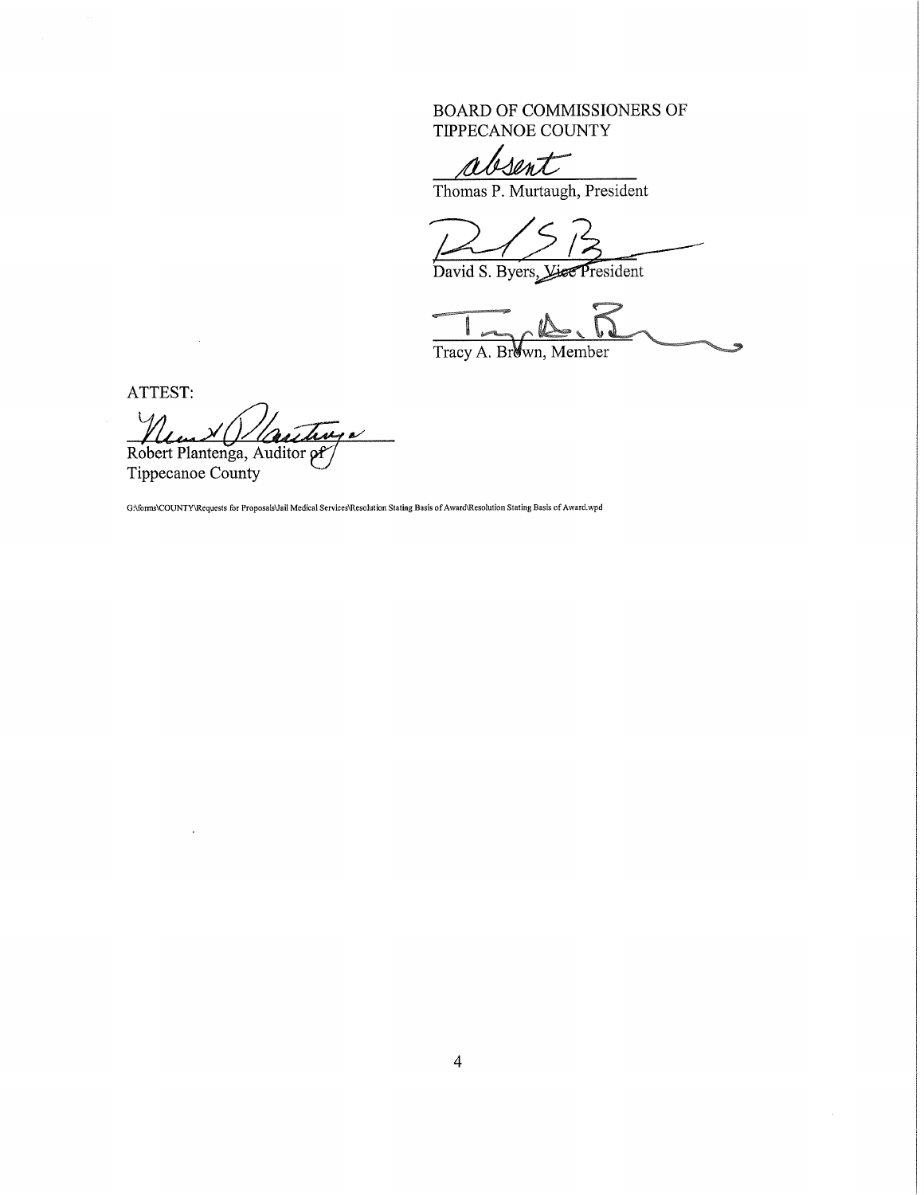BOARD OF COMMISSIONERS OF
TIPPECANOE COUNTY

absent
Thomas P. Murtaugh, President

David S. Byers, ~~Vice~~ President

Tracy A. Brown, Member

ATTEST:

Robert Plantenga, Auditor of
Tippecanoe County

G:\forms\COUNTY\Requests for Proposals\Jail Medical Services\Resolution Stating Basis of Award\Resolution Stating Basis of Award.wpd